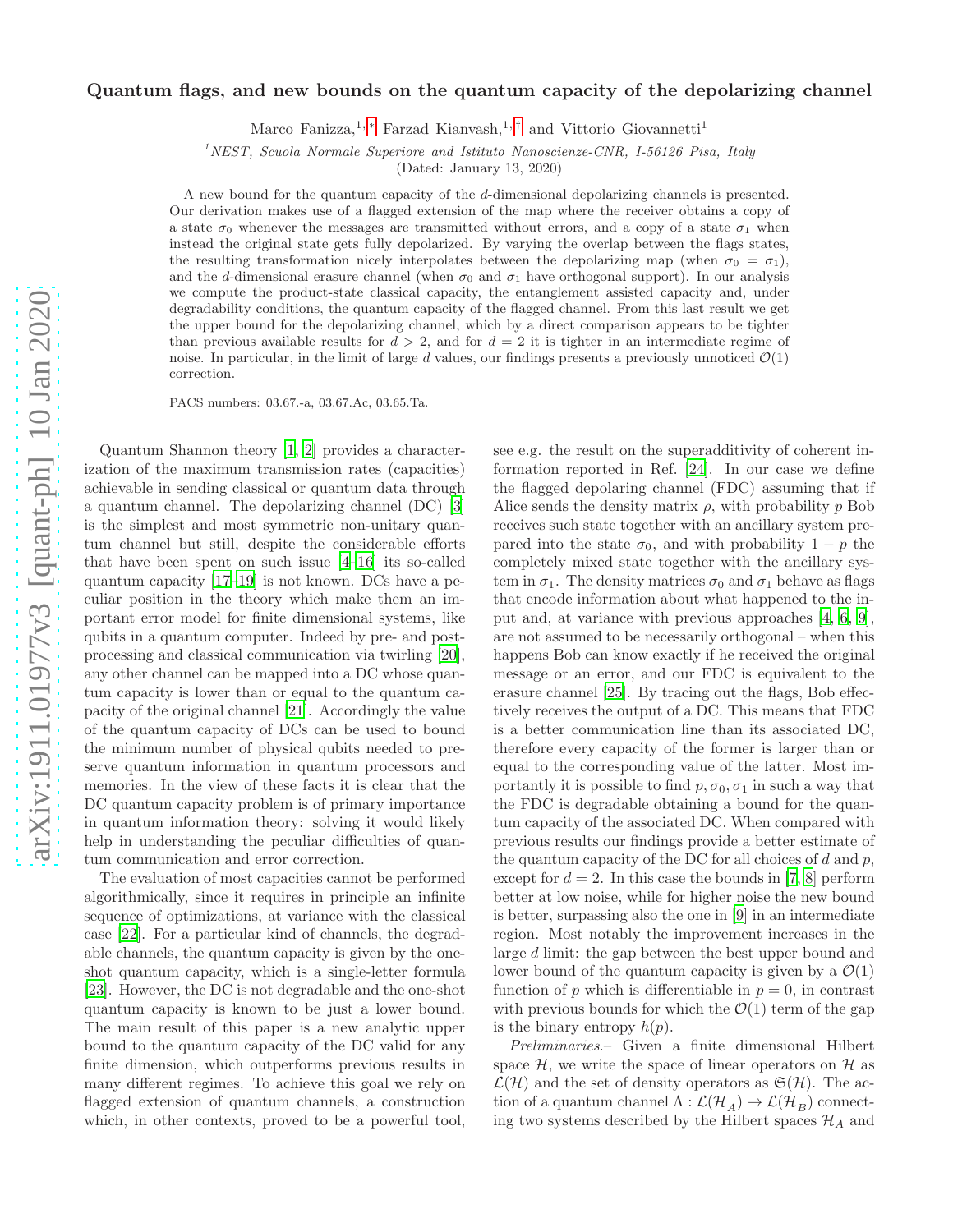# Quantum flags, and new bounds on the quantum capacity of the depolarizing channel

Marco Fanizza,[1,*] Farzad Kianvash,[1,†] and Vittorio Giovannetti[1]

[1] NEST, Scuola Normale Superiore and Istituto Nanoscienze-CNR, I-56126 Pisa, Italy

(Dated: January 13, 2020)

A new bound for the quantum capacity of the $d$-dimensional depolarizing channels is presented. Our derivation makes use of a flagged extension of the map where the receiver obtains a copy of a state $\sigma_0$ whenever the messages are transmitted without errors, and a copy of a state $\sigma_1$ when instead the original state gets fully depolarized. By varying the overlap between the flags states, the resulting transformation nicely interpolates between the depolarizing map (when $\sigma_0 = \sigma_1$), and the $d$-dimensional erasure channel (when $\sigma_0$ and $\sigma_1$ have orthogonal support). In our analysis we compute the product-state classical capacity, the entanglement assisted capacity and, under degradability conditions, the quantum capacity of the flagged channel. From this last result we get the upper bound for the depolarizing channel, which by a direct comparison appears to be tighter than previous available results for $d > 2$, and for $d = 2$ it is tighter in an intermediate regime of noise. In particular, in the limit of large $d$ values, our findings presents a previously unnoticed $\mathcal{O}(1)$ correction.

PACS numbers: 03.67.-a, 03.67.Ac, 03.65.Ta.

Quantum Shannon theory [1, 2] provides a characterization of the maximum transmission rates (capacities) achievable in sending classical or quantum data through a quantum channel. The depolarizing channel (DC) [3] is the simplest and most symmetric non-unitary quantum channel but still, despite the considerable efforts that have been spent on such issue [4–16] its so-called quantum capacity [17–19] is not known. DCs have a peculiar position in the theory which make them an important error model for finite dimensional systems, like qubits in a quantum computer. Indeed by pre- and post-processing and classical communication via twirling [20], any other channel can be mapped into a DC whose quantum capacity is lower than or equal to the quantum capacity of the original channel [21]. Accordingly the value of the quantum capacity of DCs can be used to bound the minimum number of physical qubits needed to preserve quantum information in quantum processors and memories. In the view of these facts it is clear that the DC quantum capacity problem is of primary importance in quantum information theory: solving it would likely help in understanding the peculiar difficulties of quantum communication and error correction.

The evaluation of most capacities cannot be performed algorithmically, since it requires in principle an infinite sequence of optimizations, at variance with the classical case [22]. For a particular kind of channels, the degradable channels, the quantum capacity is given by the one-shot quantum capacity, which is a single-letter formula [23]. However, the DC is not degradable and the one-shot quantum capacity is known to be just a lower bound. The main result of this paper is a new analytic upper bound to the quantum capacity of the DC valid for any finite dimension, which outperforms previous results in many different regimes. To achieve this goal we rely on flagged extension of quantum channels, a construction which, in other contexts, proved to be a powerful tool, see e.g. the result on the superadditivity of coherent information reported in Ref. [24]. In our case we define the flagged depolaring channel (FDC) assuming that if Alice sends the density matrix $\rho$, with probability $p$ Bob receives such state together with an ancillary system prepared into the state $\sigma_0$, and with probability $1-p$ the completely mixed state together with the ancillary system in $\sigma_1$. The density matrices $\sigma_0$ and $\sigma_1$ behave as flags that encode information about what happened to the input and, at variance with previous approaches [4, 6, 9], are not assumed to be necessarily orthogonal – when this happens Bob can know exactly if he received the original message or an error, and our FDC is equivalent to the erasure channel [25]. By tracing out the flags, Bob effectively receives the output of a DC. This means that FDC is a better communication line than its associated DC, therefore every capacity of the former is larger than or equal to the corresponding value of the latter. Most importantly it is possible to find $p, \sigma_0, \sigma_1$ in such a way that the FDC is degradable obtaining a bound for the quantum capacity of the associated DC. When compared with previous results our findings provide a better estimate of the quantum capacity of the DC for all choices of $d$ and $p$, except for $d = 2$. In this case the bounds in [7, 8] perform better at low noise, while for higher noise the new bound is better, surpassing also the one in [9] in an intermediate region. Most notably the improvement increases in the large $d$ limit: the gap between the best upper bound and lower bound of the quantum capacity is given by a $\mathcal{O}(1)$ function of $p$ which is differentiable in $p = 0$, in contrast with previous bounds for which the $\mathcal{O}(1)$ term of the gap is the binary entropy $h(p)$.

*Preliminaries.–* Given a finite dimensional Hilbert space $\mathcal{H}$, we write the space of linear operators on $\mathcal{H}$ as $\mathcal{L}(\mathcal{H})$ and the set of density operators as $\mathfrak{S}(\mathcal{H})$. The action of a quantum channel $\Lambda : \mathcal{L}(\mathcal{H}_A) \to \mathcal{L}(\mathcal{H}_B)$ connecting two systems described by the Hilbert spaces $\mathcal{H}_A$ and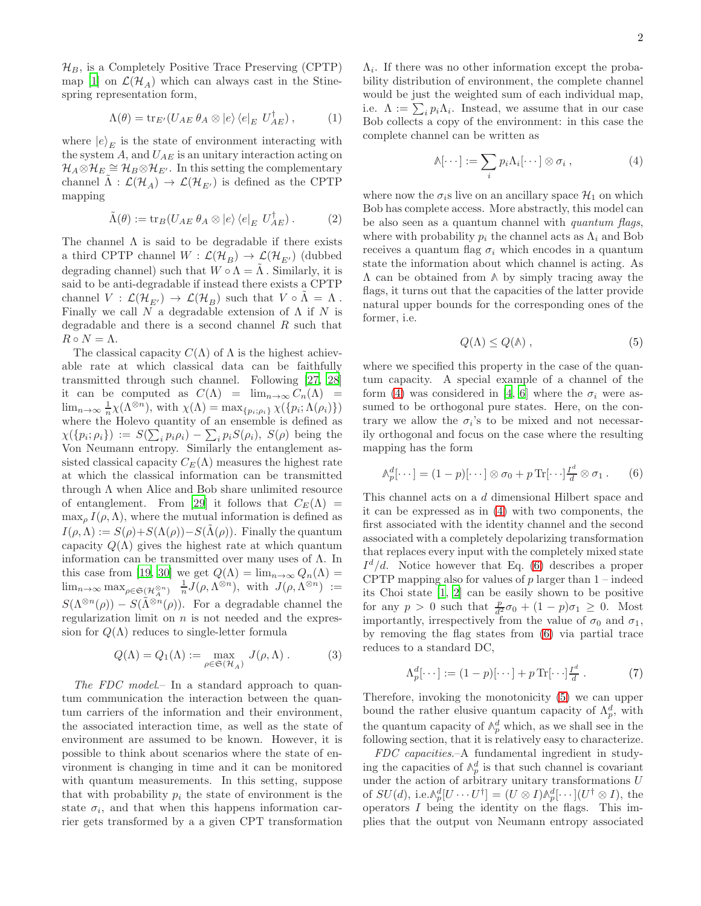$\mathcal{H}_B$, is a Completely Positive Trace Preserving (CPTP) map [1] on $\mathcal{L}(\mathcal{H}_A)$ which can always cast in the Stinespring representation form,

$$\Lambda(\theta) = \mathrm{tr}_{E'}(U_{AE}\, \theta_A \otimes |e\rangle \langle e|_E \; U_{AE}^\dagger) \,, \tag{1}$$

where $|e\rangle_E$ is the state of environment interacting with the system $A$, and $U_{AE}$ is an unitary interaction acting on $\mathcal{H}_A \otimes \mathcal{H}_E \cong \mathcal{H}_B \otimes \mathcal{H}_{E'}$. In this setting the complementary channel $\tilde{\Lambda} : \mathcal{L}(\mathcal{H}_A) \to \mathcal{L}(\mathcal{H}_{E'})$ is defined as the CPTP mapping

$$\tilde{\Lambda}(\theta) := \mathrm{tr}_B(U_{AE}\, \theta_A \otimes |e\rangle \langle e|_E \; U_{AE}^\dagger) \,. \tag{2}$$

The channel $\Lambda$ is said to be degradable if there exists a third CPTP channel $W : \mathcal{L}(\mathcal{H}_B) \to \mathcal{L}(\mathcal{H}_{E'})$ (dubbed degrading channel) such that $W \circ \Lambda = \tilde{\Lambda}$. Similarly, it is said to be anti-degradable if instead there exists a CPTP channel $V : \mathcal{L}(\mathcal{H}_{E'}) \to \mathcal{L}(\mathcal{H}_B)$ such that $V \circ \tilde{\Lambda} = \Lambda$. Finally we call $N$ a degradable extension of $\Lambda$ if $N$ is degradable and there is a second channel $R$ such that $R \circ N = \Lambda$.

The classical capacity $C(\Lambda)$ of $\Lambda$ is the highest achievable rate at which classical data can be faithfully transmitted through such channel. Following [27, 28] it can be computed as $C(\Lambda) = \lim_{n\to\infty} C_n(\Lambda) = \lim_{n\to\infty} \frac{1}{n}\chi(\Lambda^{\otimes n})$, with $\chi(\Lambda) = \max_{\{p_i;\rho_i\}} \chi(\{p_i; \Lambda(\rho_i)\})$ where the Holevo quantity of an ensemble is defined as $\chi(\{p_i;\rho_i\}) := S(\sum_i p_i \rho_i) - \sum_i p_i S(\rho_i)$, $S(\rho)$ being the Von Neumann entropy. Similarly the entanglement assisted classical capacity $C_E(\Lambda)$ measures the highest rate at which the classical information can be transmitted through $\Lambda$ when Alice and Bob share unlimited resource of entanglement. From [29] it follows that $C_E(\Lambda) = \max_\rho I(\rho, \Lambda)$, where the mutual information is defined as $I(\rho,\Lambda) := S(\rho) + S(\Lambda(\rho)) - S(\tilde{\Lambda}(\rho))$. Finally the quantum capacity $Q(\Lambda)$ gives the highest rate at which quantum information can be transmitted over many uses of $\Lambda$. In this case from [19, 30] we get $Q(\Lambda) = \lim_{n\to\infty} Q_n(\Lambda) = \lim_{n\to\infty} \max_{\rho\in\mathfrak{S}(\mathcal{H}_A^{\otimes n})} \frac{1}{n} J(\rho, \Lambda^{\otimes n})$, with $J(\rho, \Lambda^{\otimes n}) := S(\Lambda^{\otimes n}(\rho)) - S(\tilde{\Lambda}^{\otimes n}(\rho))$. For a degradable channel the regularization limit on $n$ is not needed and the expression for $Q(\Lambda)$ reduces to single-letter formula

$$Q(\Lambda) = Q_1(\Lambda) := \max_{\rho\in\mathfrak{S}(\mathcal{H}_A)} J(\rho, \Lambda) \,. \tag{3}$$

*The FDC model.–* In a standard approach to quantum communication the interaction between the quantum carriers of the information and their environment, the associated interaction time, as well as the state of environment are assumed to be known. However, it is possible to think about scenarios where the state of environment is changing in time and it can be monitored with quantum measurements. In this setting, suppose that with probability $p_i$ the state of environment is the state $\sigma_i$, and that when this happens information carrier gets transformed by a a given CPT transformation $\Lambda_i$. If there was no other information except the probability distribution of environment, the complete channel would be just the weighted sum of each individual map, i.e. $\Lambda := \sum_i p_i \Lambda_i$. Instead, we assume that in our case Bob collects a copy of the environment: in this case the complete channel can be written as

$$\mathbb{A}[\cdots] := \sum_i p_i \Lambda_i[\cdots] \otimes \sigma_i \,, \tag{4}$$

where now the $\sigma_i$s live on an ancillary space $\mathcal{H}_1$ on which Bob has complete access. More abstractly, this model can be also seen as a quantum channel with *quantum flags*, where with probability $p_i$ the channel acts as $\Lambda_i$ and Bob receives a quantum flag $\sigma_i$ which encodes in a quantum state the information about which channel is acting. As $\Lambda$ can be obtained from $\mathbb{A}$ by simply tracing away the flags, it turns out that the capacities of the latter provide natural upper bounds for the corresponding ones of the former, i.e.

$$Q(\Lambda) \leq Q(\mathbb{A}) \,, \tag{5}$$

where we specified this property in the case of the quantum capacity. A special example of a channel of the form (4) was considered in [4, 6] where the $\sigma_i$ were assumed to be orthogonal pure states. Here, on the contrary we allow the $\sigma_i$'s to be mixed and not necessarily orthogonal and focus on the case where the resulting mapping has the form

$$\mathbb{A}_p^d[\cdots] = (1-p)[\cdots] \otimes \sigma_0 + p\, \mathrm{Tr}[\cdots] \frac{I^d}{d} \otimes \sigma_1 \,. \tag{6}$$

This channel acts on a $d$ dimensional Hilbert space and it can be expressed as in (4) with two components, the first associated with the identity channel and the second associated with a completely depolarizing transformation that replaces every input with the completely mixed state $I^d/d$. Notice however that Eq. (6) describes a proper CPTP mapping also for values of $p$ larger than 1 – indeed its Choi state [1, 2] can be easily shown to be positive for any $p > 0$ such that $\frac{p}{d^2}\sigma_0 + (1-p)\sigma_1 \geq 0$. Most importantly, irrespectively from the value of $\sigma_0$ and $\sigma_1$, by removing the flag states from (6) via partial trace reduces to a standard DC,

$$\Lambda_p^d[\cdots] := (1-p)[\cdots] + p\, \mathrm{Tr}[\cdots] \frac{I^d}{d} \,. \tag{7}$$

Therefore, invoking the monotonicity (5) we can upper bound the rather elusive quantum capacity of $\Lambda_p^d$, with the quantum capacity of $\mathbb{A}_p^d$ which, as we shall see in the following section, that it is relatively easy to characterize.

*FDC capacities.–*A fundamental ingredient in studying the capacities of $\mathbb{A}_p^d$ is that such channel is covariant under the action of arbitrary unitary transformations $U$ of $SU(d)$, i.e.$\mathbb{A}_p^d[U \cdots U^\dagger] = (U \otimes I)\mathbb{A}_p^d[\cdots](U^\dagger \otimes I)$, the operators $I$ being the identity on the flags. This implies that the output von Neumann entropy associated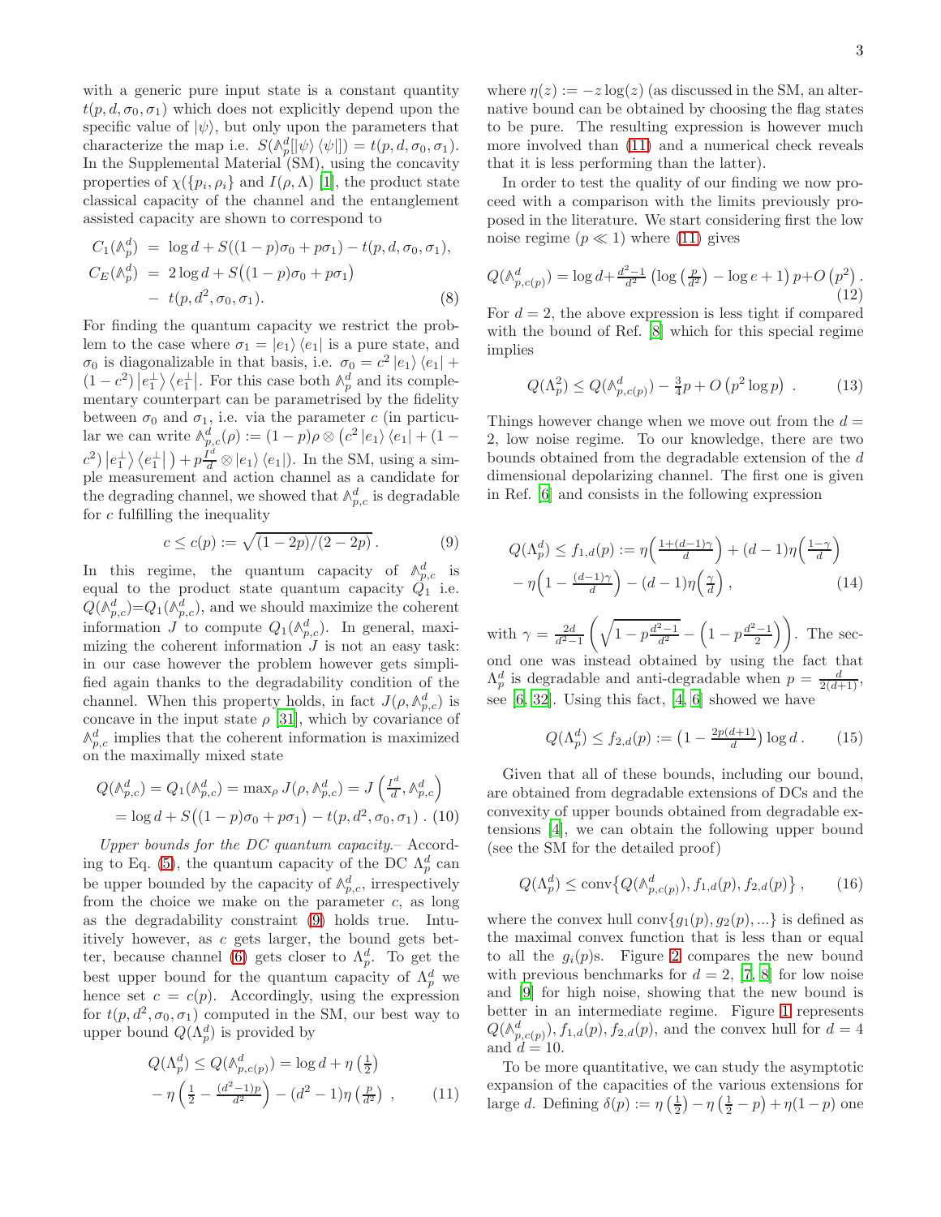with a generic pure input state is a constant quantity $t(p,d,\sigma_0,\sigma_1)$ which does not explicitly depend upon the specific value of $|\psi\rangle$, but only upon the parameters that characterize the map i.e. $S(\mathbb{A}_p^d[|\psi\rangle\langle\psi|]) = t(p,d,\sigma_0,\sigma_1)$. In the Supplemental Material (SM), using the concavity properties of $\chi(\{p_i,\rho_i\}$ and $I(\rho,\Lambda)$ [1], the product state classical capacity of the channel and the entanglement assisted capacity are shown to correspond to

$$
\begin{aligned}
C_1(\mathbb{A}_p^d) &= \log d + S((1-p)\sigma_0 + p\sigma_1) - t(p,d,\sigma_0,\sigma_1), \\
C_E(\mathbb{A}_p^d) &= 2\log d + S\big((1-p)\sigma_0 + p\sigma_1\big) \\
&- t(p,d^2,\sigma_0,\sigma_1).
\end{aligned} \tag{8}
$$

For finding the quantum capacity we restrict the problem to the case where $\sigma_1 = |e_1\rangle\langle e_1|$ is a pure state, and $\sigma_0$ is diagonalizable in that basis, i.e. $\sigma_0 = c^2|e_1\rangle\langle e_1| + (1-c^2)|e_1^\perp\rangle\langle e_1^\perp|$. For this case both $\mathbb{A}_p^d$ and its complementary counterpart can be parametrised by the fidelity between $\sigma_0$ and $\sigma_1$, i.e. via the parameter $c$ (in particular we can write $\mathbb{A}_{p,c}^d(\rho) := (1-p)\rho\otimes\big(c^2|e_1\rangle\langle e_1| + (1-c^2)|e_1^\perp\rangle\langle e_1^\perp|\big) + p\frac{I^d}{d}\otimes|e_1\rangle\langle e_1|$). In the SM, using a simple measurement and action channel as a candidate for the degrading channel, we showed that $\mathbb{A}_{p,c}^d$ is degradable for $c$ fulfilling the inequality

$$
c \le c(p) := \sqrt{(1-2p)/(2-2p)}\,. \tag{9}
$$

In this regime, the quantum capacity of $\mathbb{A}_{p,c}^d$ is equal to the product state quantum capacity $Q_1$ i.e. $Q(\mathbb{A}_{p,c}^d){=}Q_1(\mathbb{A}_{p,c}^d)$, and we should maximize the coherent information $J$ to compute $Q_1(\mathbb{A}_{p,c}^d)$. In general, maximizing the coherent information $J$ is not an easy task: in our case however the problem however gets simplified again thanks to the degradability condition of the channel. When this property holds, in fact $J(\rho,\mathbb{A}_{p,c}^d)$ is concave in the input state $\rho$ [31], which by covariance of $\mathbb{A}_{p,c}^d$ implies that the coherent information is maximized on the maximally mixed state

$$
\begin{aligned}
Q(\mathbb{A}_{p,c}^d) &= Q_1(\mathbb{A}_{p,c}^d) = \max_\rho J(\rho,\mathbb{A}_{p,c}^d) = J\left(\tfrac{I^d}{d},\mathbb{A}_{p,c}^d\right) \\
&= \log d + S\big((1-p)\sigma_0 + p\sigma_1\big) - t(p,d^2,\sigma_0,\sigma_1)\,.
\end{aligned} \tag{10}
$$

*Upper bounds for the DC quantum capacity.*– According to Eq. (5), the quantum capacity of the DC $\Lambda_p^d$ can be upper bounded by the capacity of $\mathbb{A}_{p,c}^d$, irrespectively from the choice we make on the parameter $c$, as long as the degradability constraint (9) holds true. Intuitively however, as $c$ gets larger, the bound gets better, because channel (6) gets closer to $\Lambda_p^d$. To get the best upper bound for the quantum capacity of $\Lambda_p^d$ we hence set $c = c(p)$. Accordingly, using the expression for $t(p,d^2,\sigma_0,\sigma_1)$ computed in the SM, our best way to upper bound $Q(\Lambda_p^d)$ is provided by

$$
\begin{aligned}
Q(\Lambda_p^d) &\le Q(\mathbb{A}_{p,c(p)}^d) = \log d + \eta\left(\tfrac{1}{2}\right) \\
&- \eta\left(\tfrac{1}{2} - \tfrac{(d^2-1)p}{d^2}\right) - (d^2-1)\eta\left(\tfrac{p}{d^2}\right)\,,
\end{aligned} \tag{11}
$$

where $\eta(z) := -z\log(z)$ (as discussed in the SM, an alternative bound can be obtained by choosing the flag states to be pure. The resulting expression is however much more involved than (11) and a numerical check reveals that it is less performing than the latter).

In order to test the quality of our finding we now proceed with a comparison with the limits previously proposed in the literature. We start considering first the low noise regime ($p \ll 1$) where (11) gives

$$
Q(\mathbb{A}_{p,c(p)}^d) = \log d + \tfrac{d^2-1}{d^2}\left(\log\left(\tfrac{p}{d^2}\right) - \log e + 1\right)p + O\left(p^2\right). \tag{12}
$$

For $d = 2$, the above expression is less tight if compared with the bound of Ref. [8] which for this special regime implies

$$
Q(\Lambda_p^2) \le Q(\mathbb{A}_{p,c(p)}^d) - \tfrac{3}{4}p + O\left(p^2\log p\right)\,. \tag{13}
$$

Things however change when we move out from the $d = 2$, low noise regime. To our knowledge, there are two bounds obtained from the degradable extension of the $d$ dimensional depolarizing channel. The first one is given in Ref. [6] and consists in the following expression

$$
\begin{aligned}
Q(\Lambda_p^d) \le f_{1,d}(p) &:= \eta\left(\tfrac{1+(d-1)\gamma}{d}\right) + (d-1)\eta\left(\tfrac{1-\gamma}{d}\right) \\
&- \eta\left(1 - \tfrac{(d-1)\gamma}{d}\right) - (d-1)\eta\left(\tfrac{\gamma}{d}\right)\,,
\end{aligned} \tag{14}
$$

with $\gamma = \frac{2d}{d^2-1}\left(\sqrt{1-p\frac{d^2-1}{d^2}} - \left(1 - p\frac{d^2-1}{2}\right)\right)$. The second one was instead obtained by using the fact that $\Lambda_p^d$ is degradable and anti-degradable when $p = \frac{d}{2(d+1)}$, see [6, 32]. Using this fact, [4, 6] showed we have

$$
Q(\Lambda_p^d) \le f_{2,d}(p) := \left(1 - \tfrac{2p(d+1)}{d}\right)\log d\,. \tag{15}
$$

Given that all of these bounds, including our bound, are obtained from degradable extensions of DCs and the convexity of upper bounds obtained from degradable extensions [4], we can obtain the following upper bound (see the SM for the detailed proof)

$$
Q(\Lambda_p^d) \le \mathrm{conv}\{Q(\mathbb{A}_{p,c(p)}^d), f_{1,d}(p), f_{2,d}(p)\}\,, \tag{16}
$$

where the convex hull $\mathrm{conv}\{g_1(p), g_2(p), ...\}$ is defined as the maximal convex function that is less than or equal to all the $g_i(p)$s. Figure 2 compares the new bound with previous benchmarks for $d = 2$, [7, 8] for low noise and [9] for high noise, showing that the new bound is better in an intermediate regime. Figure 1 represents $Q(\mathbb{A}_{p,c(p)}^d), f_{1,d}(p), f_{2,d}(p)$, and the convex hull for $d = 4$ and $d = 10$.

To be more quantitative, we can study the asymptotic expansion of the capacities of the various extensions for large $d$. Defining $\delta(p) := \eta\left(\frac{1}{2}\right) - \eta\left(\frac{1}{2} - p\right) + \eta(1-p)$ one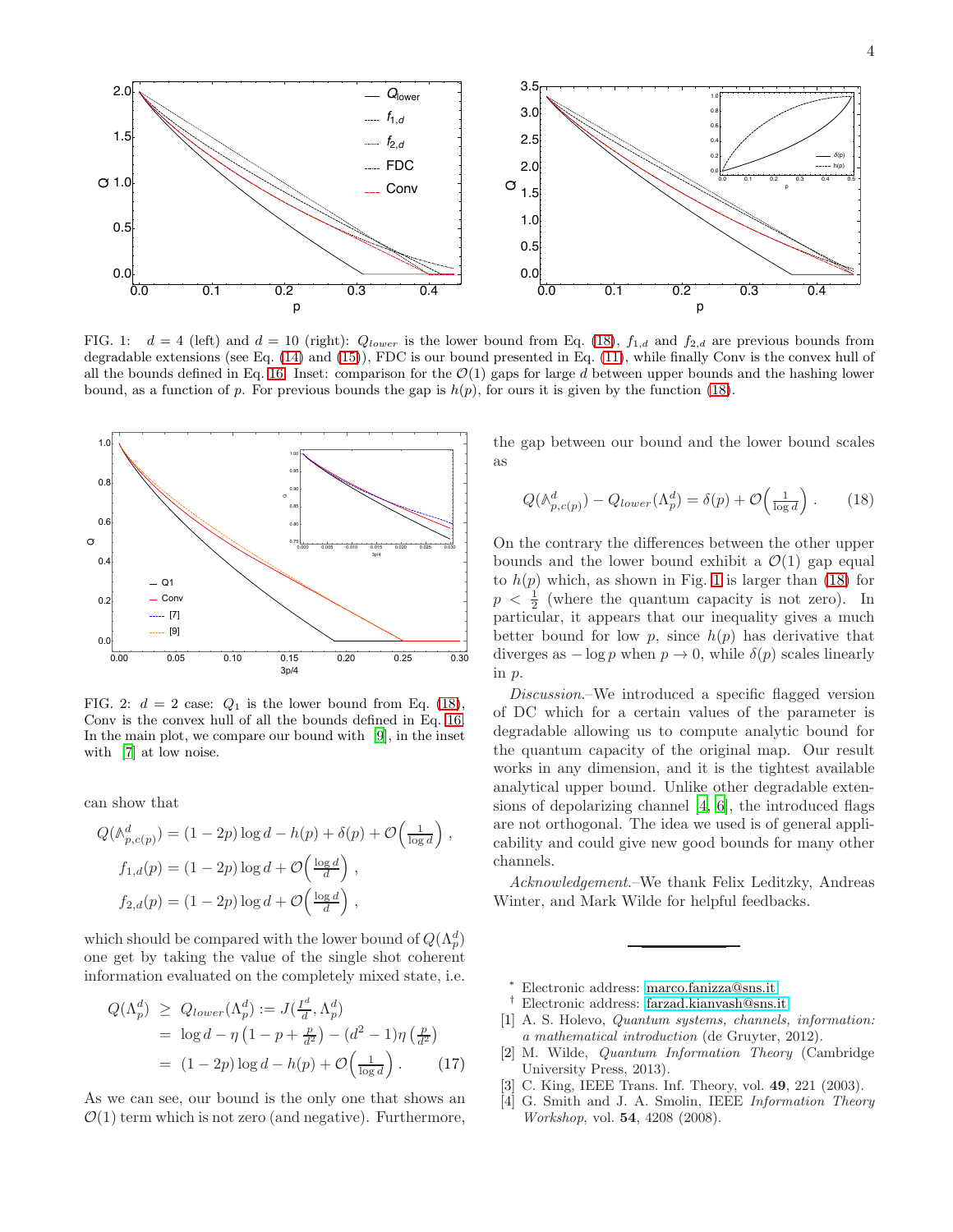FIG. 1: $d = 4$ (left) and $d = 10$ (right): $Q_{lower}$ is the lower bound from Eq. (18), $f_{1,d}$ and $f_{2,d}$ are previous bounds from degradable extensions (see Eq. (14) and (15)), FDC is our bound presented in Eq. (11), while finally Conv is the convex hull of all the bounds defined in Eq. 16. Inset: comparison for the $\mathcal{O}(1)$ gaps for large $d$ between upper bounds and the hashing lower bound, as a function of $p$. For previous bounds the gap is $h(p)$, for ours it is given by the function (18).

FIG. 2: $d = 2$ case: $Q_1$ is the lower bound from Eq. (18), Conv is the convex hull of all the bounds defined in Eq. 16. In the main plot, we compare our bound with [9], in the inset with [7] at low noise.

can show that

$$Q(\mathbb{A}^d_{p,c(p)}) = (1-2p)\log d - h(p) + \delta(p) + \mathcal{O}\Big(\tfrac{1}{\log d}\Big) \,,$$
$$f_{1,d}(p) = (1-2p)\log d + \mathcal{O}\Big(\tfrac{\log d}{d}\Big) \,,$$
$$f_{2,d}(p) = (1-2p)\log d + \mathcal{O}\Big(\tfrac{\log d}{d}\Big) \,,$$

which should be compared with the lower bound of $Q(\Lambda^d_p)$ one get by taking the value of the single shot coherent information evaluated on the completely mixed state, i.e.

$$\begin{aligned} Q(\Lambda^d_p) \;&\geq\; Q_{lower}(\Lambda^d_p) := J(\tfrac{I^d}{d}, \Lambda^d_p) \\ &= \log d - \eta\left(1 - p + \tfrac{p}{d^2}\right) - (d^2-1)\eta\left(\tfrac{p}{d^2}\right) \\ &= (1-2p)\log d - h(p) + \mathcal{O}\Big(\tfrac{1}{\log d}\Big) \,. \end{aligned} \tag{17}$$

As we can see, our bound is the only one that shows an $\mathcal{O}(1)$ term which is not zero (and negative). Furthermore, the gap between our bound and the lower bound scales as

$$Q(\mathbb{A}^d_{p,c(p)}) - Q_{lower}(\Lambda^d_p) = \delta(p) + \mathcal{O}\Big(\tfrac{1}{\log d}\Big) \,. \tag{18}$$

On the contrary the differences between the other upper bounds and the lower bound exhibit a $\mathcal{O}(1)$ gap equal to $h(p)$ which, as shown in Fig. 1 is larger than (18) for $p < \frac{1}{2}$ (where the quantum capacity is not zero). In particular, it appears that our inequality gives a much better bound for low $p$, since $h(p)$ has derivative that diverges as $-\log p$ when $p \to 0$, while $\delta(p)$ scales linearly in $p$.

*Discussion.*–We introduced a specific flagged version of DC which for a certain values of the parameter is degradable allowing us to compute analytic bound for the quantum capacity of the original map. Our result works in any dimension, and it is the tightest available analytical upper bound. Unlike other degradable extensions of depolarizing channel [4, 6], the introduced flags are not orthogonal. The idea we used is of general applicability and could give new good bounds for many other channels.

*Acknowledgement.*–We thank Felix Leditzky, Andreas Winter, and Mark Wilde for helpful feedbacks.

---

\* Electronic address: marco.fanizza@sns.it

† Electronic address: farzad.kianvash@sns.it

[1] A. S. Holevo, *Quantum systems, channels, information: a mathematical introduction* (de Gruyter, 2012).

[2] M. Wilde, *Quantum Information Theory* (Cambridge University Press, 2013).

[3] C. King, IEEE Trans. Inf. Theory, vol. **49**, 221 (2003).

[4] G. Smith and J. A. Smolin, IEEE *Information Theory Workshop*, vol. **54**, 4208 (2008).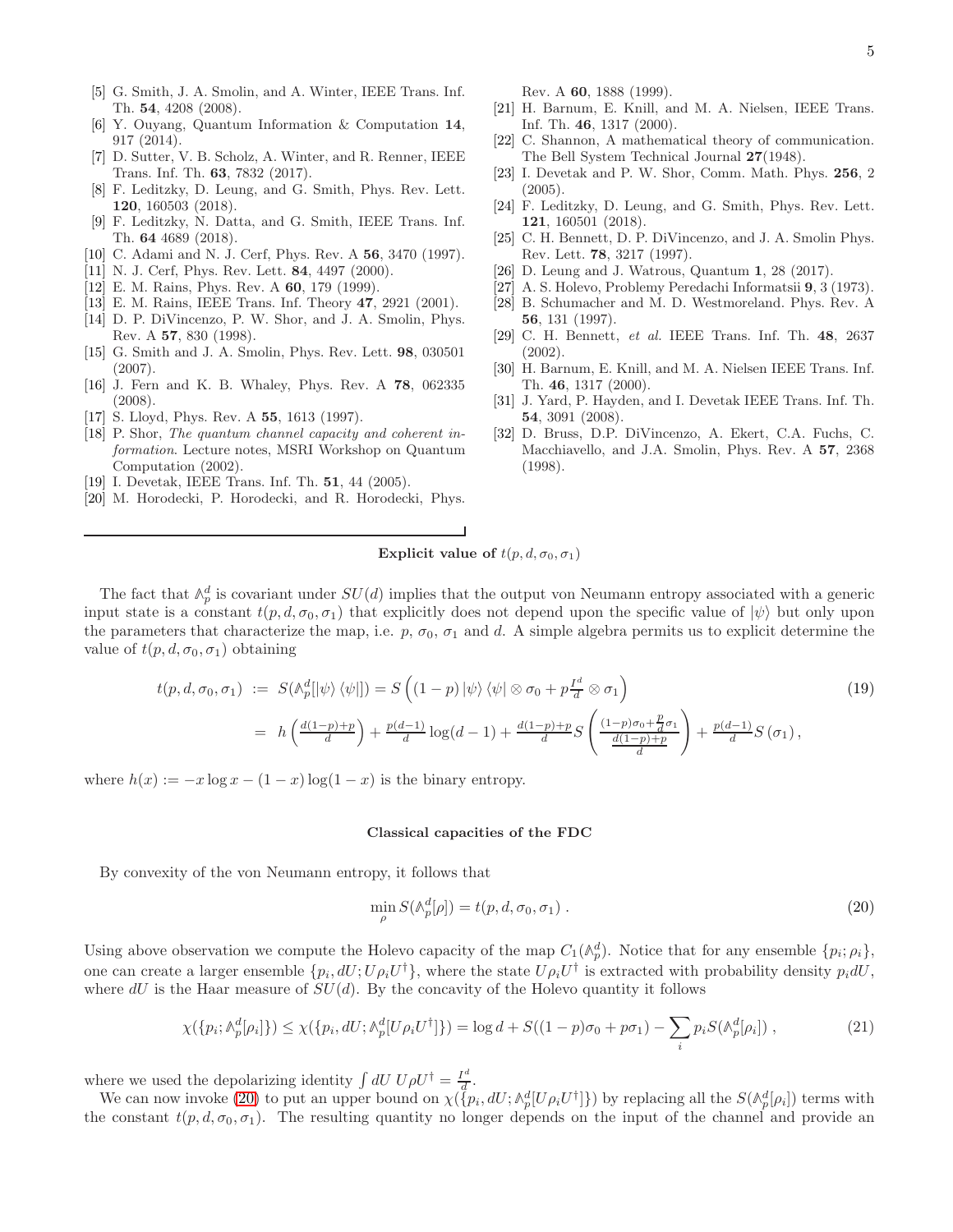- [5] G. Smith, J. A. Smolin, and A. Winter, IEEE Trans. Inf. Th. **54**, 4208 (2008).
- [6] Y. Ouyang, Quantum Information & Computation **14**, 917 (2014).
- [7] D. Sutter, V. B. Scholz, A. Winter, and R. Renner, IEEE Trans. Inf. Th. **63**, 7832 (2017).
- [8] F. Leditzky, D. Leung, and G. Smith, Phys. Rev. Lett. **120**, 160503 (2018).
- [9] F. Leditzky, N. Datta, and G. Smith, IEEE Trans. Inf. Th. **64** 4689 (2018).
- [10] C. Adami and N. J. Cerf, Phys. Rev. A **56**, 3470 (1997).
- [11] N. J. Cerf, Phys. Rev. Lett. **84**, 4497 (2000).
- [12] E. M. Rains, Phys. Rev. A **60**, 179 (1999).
- [13] E. M. Rains, IEEE Trans. Inf. Theory **47**, 2921 (2001).
- [14] D. P. DiVincenzo, P. W. Shor, and J. A. Smolin, Phys. Rev. A **57**, 830 (1998).
- [15] G. Smith and J. A. Smolin, Phys. Rev. Lett. **98**, 030501 (2007).
- [16] J. Fern and K. B. Whaley, Phys. Rev. A **78**, 062335 (2008).
- [17] S. Lloyd, Phys. Rev. A **55**, 1613 (1997).
- [18] P. Shor, *The quantum channel capacity and coherent information*. Lecture notes, MSRI Workshop on Quantum Computation (2002).
- [19] I. Devetak, IEEE Trans. Inf. Th. **51**, 44 (2005).
- [20] M. Horodecki, P. Horodecki, and R. Horodecki, Phys. Rev. A **60**, 1888 (1999).
- [21] H. Barnum, E. Knill, and M. A. Nielsen, IEEE Trans. Inf. Th. **46**, 1317 (2000).
- [22] C. Shannon, A mathematical theory of communication. The Bell System Technical Journal **27**(1948).
- [23] I. Devetak and P. W. Shor, Comm. Math. Phys. **256**, 2 (2005).
- [24] F. Leditzky, D. Leung, and G. Smith, Phys. Rev. Lett. **121**, 160501 (2018).
- [25] C. H. Bennett, D. P. DiVincenzo, and J. A. Smolin Phys. Rev. Lett. **78**, 3217 (1997).
- [26] D. Leung and J. Watrous, Quantum **1**, 28 (2017).
- [27] A. S. Holevo, Problemy Peredachi Informatsii **9**, 3 (1973).
- [28] B. Schumacher and M. D. Westmoreland. Phys. Rev. A **56**, 131 (1997).
- [29] C. H. Bennett, *et al*. IEEE Trans. Inf. Th. **48**, 2637 (2002).
- [30] H. Barnum, E. Knill, and M. A. Nielsen IEEE Trans. Inf. Th. **46**, 1317 (2000).
- [31] J. Yard, P. Hayden, and I. Devetak IEEE Trans. Inf. Th. **54**, 3091 (2008).
- [32] D. Bruss, D.P. DiVincenzo, A. Ekert, C.A. Fuchs, C. Macchiavello, and J.A. Smolin, Phys. Rev. A **57**, 2368 (1998).

### Explicit value of $t(p, d, \sigma_0, \sigma_1)$

The fact that $\mathbb{A}_p^d$ is covariant under $SU(d)$ implies that the output von Neumann entropy associated with a generic input state is a constant $t(p, d, \sigma_0, \sigma_1)$ that explicitly does not depend upon the specific value of $|\psi\rangle$ but only upon the parameters that characterize the map, i.e. $p$, $\sigma_0$, $\sigma_1$ and $d$. A simple algebra permits us to explicit determine the value of $t(p, d, \sigma_0, \sigma_1)$ obtaining

$$
\begin{aligned}
t(p,d,\sigma_0,\sigma_1) &:= S(\mathbb{A}_p^d[|\psi\rangle\langle\psi|]) = S\left((1-p)\,|\psi\rangle\langle\psi| \otimes \sigma_0 + p\frac{I^d}{d} \otimes \sigma_1\right) \\
&= h\left(\tfrac{d(1-p)+p}{d}\right) + \tfrac{p(d-1)}{d}\log(d-1) + \tfrac{d(1-p)+p}{d} S\left(\frac{(1-p)\sigma_0 + \frac{p}{d}\sigma_1}{\frac{d(1-p)+p}{d}}\right) + \tfrac{p(d-1)}{d} S\left(\sigma_1\right),
\end{aligned} \tag{19}
$$

where $h(x) := -x\log x - (1-x)\log(1-x)$ is the binary entropy.

### Classical capacities of the FDC

By convexity of the von Neumann entropy, it follows that

$$
\min_\rho S(\mathbb{A}_p^d[\rho]) = t(p, d, \sigma_0, \sigma_1)\,. \tag{20}
$$

Using above observation we compute the Holevo capacity of the map $C_1(\mathbb{A}_p^d)$. Notice that for any ensemble $\{p_i; \rho_i\}$, one can create a larger ensemble $\{p_i, dU; U\rho_i U^\dagger\}$, where the state $U\rho_i U^\dagger$ is extracted with probability density $p_i dU$, where $dU$ is the Haar measure of $SU(d)$. By the concavity of the Holevo quantity it follows

$$
\chi(\{p_i; \mathbb{A}_p^d[\rho_i]\}) \leq \chi(\{p_i, dU; \mathbb{A}_p^d[U\rho_i U^\dagger]\}) = \log d + S((1-p)\sigma_0 + p\sigma_1) - \sum_i p_i S(\mathbb{A}_p^d[\rho_i])\,, \tag{21}
$$

where we used the depolarizing identity $\int dU\; U\rho U^\dagger = \frac{I^d}{d}$.

We can now invoke (20) to put an upper bound on $\chi(\{p_i, dU; \mathbb{A}_p^d[U\rho_i U^\dagger]\})$ by replacing all the $S(\mathbb{A}_p^d[\rho_i])$ terms with the constant $t(p, d, \sigma_0, \sigma_1)$. The resulting quantity no longer depends on the input of the channel and provide an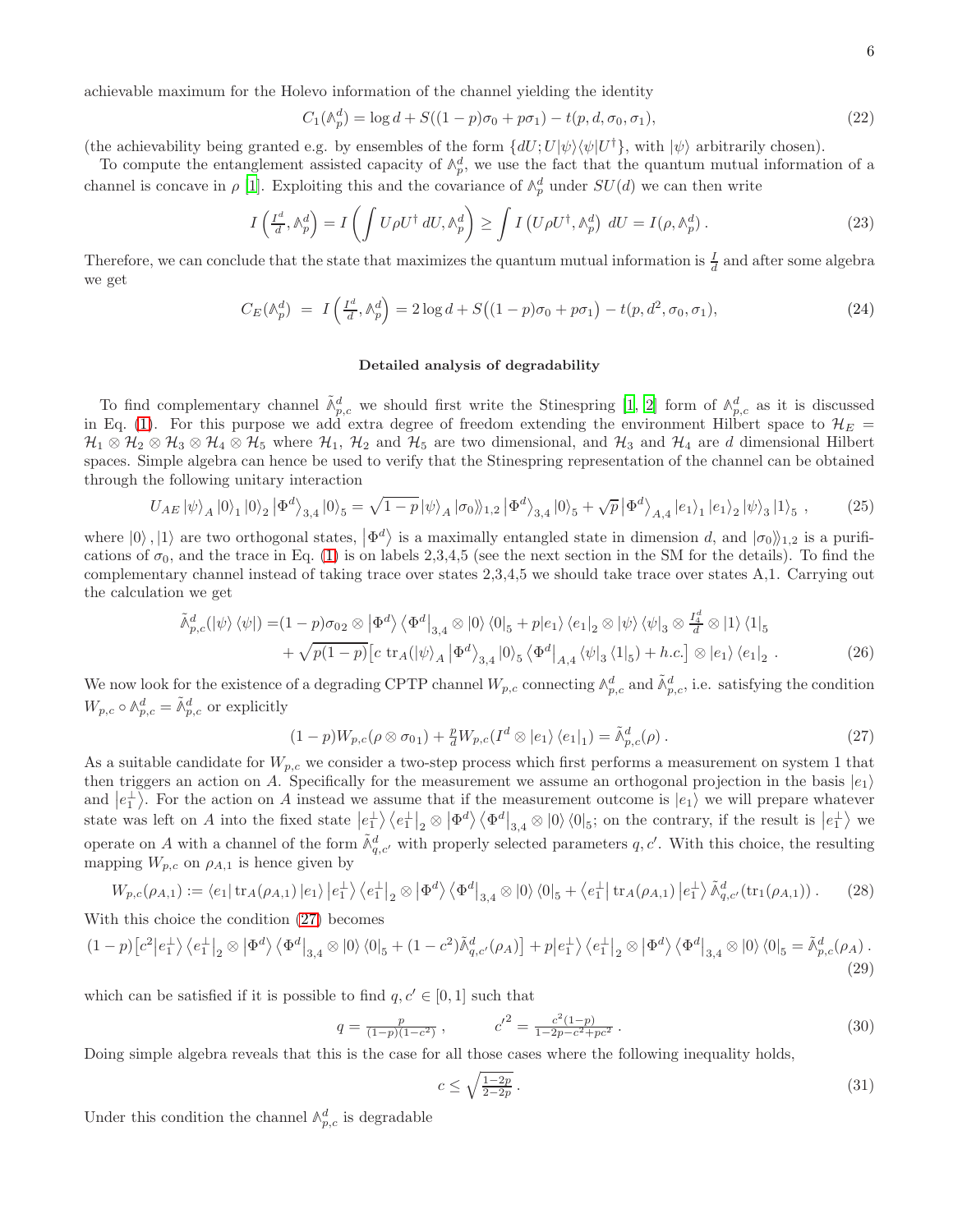achievable maximum for the Holevo information of the channel yielding the identity

$$C_1(\mathbb{A}_p^d) = \log d + S((1-p)\sigma_0 + p\sigma_1) - t(p, d, \sigma_0, \sigma_1), \tag{22}$$

(the achievability being granted e.g. by ensembles of the form $\{dU; U|\psi\rangle\langle\psi|U^\dagger\}$, with $|\psi\rangle$ arbitrarily chosen).

To compute the entanglement assisted capacity of $\mathbb{A}_p^d$, we use the fact that the quantum mutual information of a channel is concave in $\rho$ [1]. Exploiting this and the covariance of $\mathbb{A}_p^d$ under $SU(d)$ we can then write

$$I\left(\tfrac{I^d}{d}, \mathbb{A}_p^d\right) = I\left(\int U\rho U^\dagger\, dU, \mathbb{A}_p^d\right) \geq \int I\left(U\rho U^\dagger, \mathbb{A}_p^d\right)\, dU = I(\rho, \mathbb{A}_p^d)\,. \tag{23}$$

Therefore, we can conclude that the state that maximizes the quantum mutual information is $\frac{I}{d}$ and after some algebra we get

$$C_E(\mathbb{A}_p^d) \;=\; I\left(\tfrac{I^d}{d}, \mathbb{A}_p^d\right) = 2\log d + S\big((1-p)\sigma_0 + p\sigma_1\big) - t(p, d^2, \sigma_0, \sigma_1), \tag{24}$$

**Detailed analysis of degradability**

To find complementary channel $\tilde{\mathbb{A}}_{p,c}^d$ we should first write the Stinespring [1, 2] form of $\mathbb{A}_{p,c}^d$ as it is discussed in Eq. (1). For this purpose we add extra degree of freedom extending the environment Hilbert space to $\mathcal{H}_E = \mathcal{H}_1 \otimes \mathcal{H}_2 \otimes \mathcal{H}_3 \otimes \mathcal{H}_4 \otimes \mathcal{H}_5$ where $\mathcal{H}_1$, $\mathcal{H}_2$ and $\mathcal{H}_5$ are two dimensional, and $\mathcal{H}_3$ and $\mathcal{H}_4$ are $d$ dimensional Hilbert spaces. Simple algebra can hence be used to verify that the Stinespring representation of the channel can be obtained through the following unitary interaction

$$U_{AE}\,|\psi\rangle_A\,|0\rangle_1\,|0\rangle_2\,\big|\Phi^d\big\rangle_{3,4}\,|0\rangle_5 = \sqrt{1-p}\,|\psi\rangle_A\,|\sigma_0\rangle\!\rangle_{1,2}\,\big|\Phi^d\big\rangle_{3,4}\,|0\rangle_5 + \sqrt{p}\,\big|\Phi^d\big\rangle_{A,4}\,|e_1\rangle_1\,|e_1\rangle_2\,|\psi\rangle_3\,|1\rangle_5\;, \tag{25}$$

where $|0\rangle, |1\rangle$ are two orthogonal states, $|\Phi^d\rangle$ is a maximally entangled state in dimension $d$, and $|\sigma_0\rangle\!\rangle_{1,2}$ is a purifications of $\sigma_0$, and the trace in Eq. (1) is on labels 2,3,4,5 (see the next section in the SM for the details). To find the complementary channel instead of taking trace over states 2,3,4,5 we should take trace over states A,1. Carrying out the calculation we get

$$\begin{aligned}\tilde{\mathbb{A}}_{p,c}^d(|\psi\rangle\langle\psi|) =& (1-p)\sigma_{02} \otimes \big|\Phi^d\big\rangle\big\langle\Phi^d\big|_{3,4} \otimes |0\rangle\langle 0|_5 + p|e_1\rangle\langle e_1|_2 \otimes |\psi\rangle\langle\psi|_3 \otimes \tfrac{I_4^d}{d} \otimes |1\rangle\langle 1|_5 \\ &+ \sqrt{p(1-p)}\big[c\ \mathrm{tr}_A(|\psi\rangle_A\,\big|\Phi^d\big\rangle_{3,4}|0\rangle_5\,\big\langle\Phi^d\big|_{A,4}\langle\psi|_3\,\langle 1|_5) + h.c.\big] \otimes |e_1\rangle\langle e_1|_2\;.\end{aligned} \tag{26}$$

We now look for the existence of a degrading CPTP channel $W_{p,c}$ connecting $\mathbb{A}_{p,c}^d$ and $\tilde{\mathbb{A}}_{p,c}^d$, i.e. satisfying the condition $W_{p,c} \circ \mathbb{A}_{p,c}^d = \tilde{\mathbb{A}}_{p,c}^d$ or explicitly

$$(1-p)W_{p,c}(\rho \otimes \sigma_{01}) + \tfrac{p}{d}W_{p,c}(I^d \otimes |e_1\rangle\langle e_1|_1) = \tilde{\mathbb{A}}_{p,c}^d(\rho)\,. \tag{27}$$

As a suitable candidate for $W_{p,c}$ we consider a two-step process which first performs a measurement on system 1 that then triggers an action on $A$. Specifically for the measurement we assume an orthogonal projection in the basis $|e_1\rangle$ and $|e_1^\perp\rangle$. For the action on $A$ instead we assume that if the measurement outcome is $|e_1\rangle$ we will prepare whatever state was left on $A$ into the fixed state $|e_1^\perp\rangle\langle e_1^\perp|_2 \otimes |\Phi^d\rangle\langle\Phi^d|_{3,4} \otimes |0\rangle\langle 0|_5$; on the contrary, if the result is $|e_1^\perp\rangle$ we operate on $A$ with a channel of the form $\tilde{\mathbb{A}}_{q,c'}^d$ with properly selected parameters $q, c'$. With this choice, the resulting mapping $W_{p,c}$ on $\rho_{A,1}$ is hence given by

$$W_{p,c}(\rho_{A,1}) := \langle e_1|\,\mathrm{tr}_A(\rho_{A,1})\,|e_1\rangle\,\big|e_1^\perp\big\rangle\big\langle e_1^\perp\big|_2 \otimes \big|\Phi^d\big\rangle\big\langle\Phi^d\big|_{3,4} \otimes |0\rangle\langle 0|_5 + \big\langle e_1^\perp\big|\,\mathrm{tr}_A(\rho_{A,1})\,\big|e_1^\perp\big\rangle\,\tilde{\mathbb{A}}_{q,c'}^d(\mathrm{tr}_1(\rho_{A,1}))\,. \tag{28}$$

With this choice the condition (27) becomes

$$(1-p)\big[c^2\big|e_1^\perp\big\rangle\big\langle e_1^\perp\big|_2 \otimes \big|\Phi^d\big\rangle\big\langle\Phi^d\big|_{3,4} \otimes |0\rangle\langle 0|_5 + (1-c^2)\tilde{\mathbb{A}}_{q,c'}^d(\rho_A)\big] + p\big|e_1^\perp\big\rangle\big\langle e_1^\perp\big|_2 \otimes \big|\Phi^d\big\rangle\big\langle\Phi^d\big|_{3,4} \otimes |0\rangle\langle 0|_5 = \tilde{\mathbb{A}}_{p,c}^d(\rho_A)\,. \tag{29}$$

which can be satisfied if it is possible to find $q, c' \in [0,1]$ such that

$$q = \tfrac{p}{(1-p)(1-c^2)}\,, \qquad\qquad {c'}^2 = \tfrac{c^2(1-p)}{1-2p-c^2+pc^2}\,. \tag{30}$$

Doing simple algebra reveals that this is the case for all those cases where the following inequality holds,

$$c \leq \sqrt{\tfrac{1-2p}{2-2p}}\,. \tag{31}$$

Under this condition the channel $\mathbb{A}_{p,c}^d$ is degradable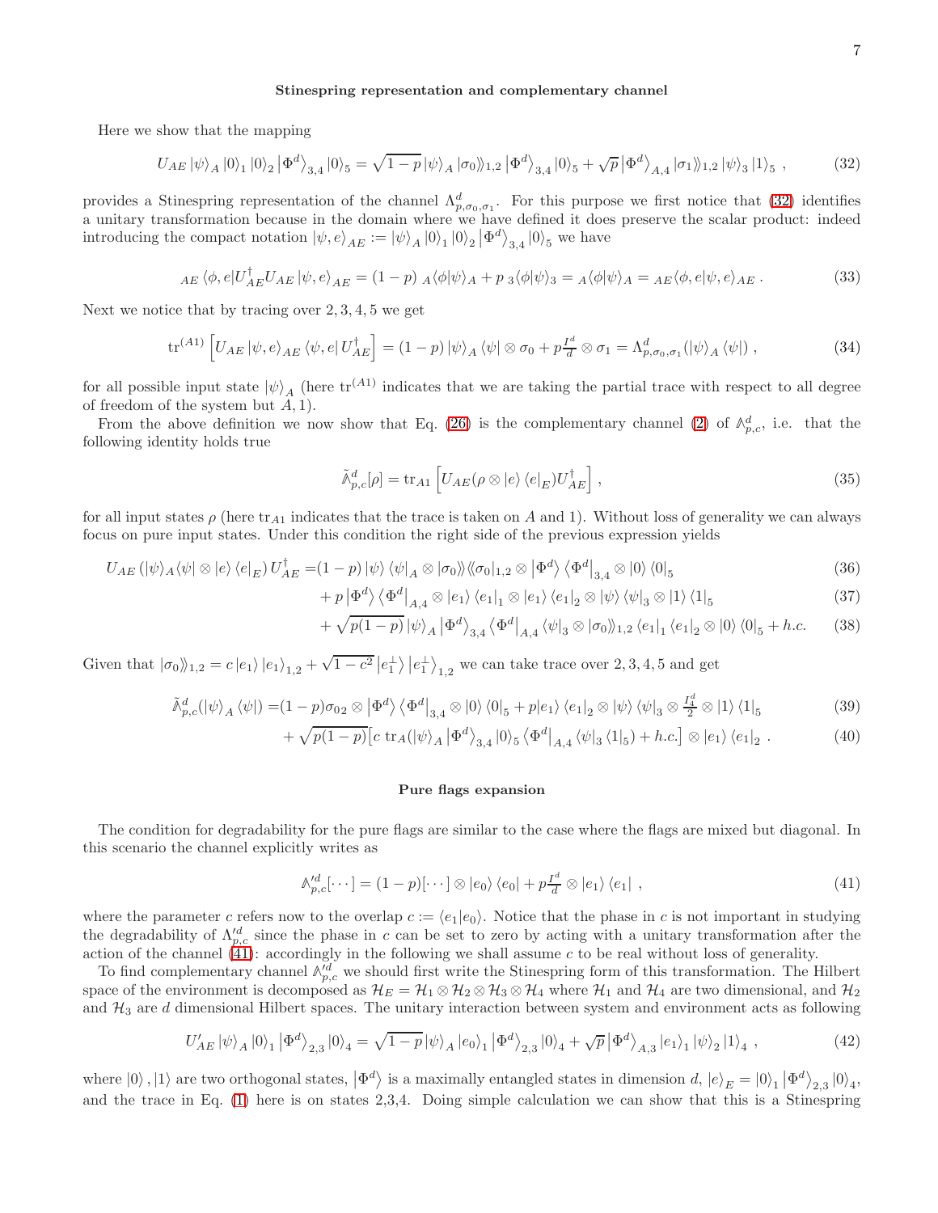**Stinespring representation and complementary channel**

Here we show that the mapping

$$U_{AE} |\psi\rangle_A |0\rangle_1 |0\rangle_2 |\Phi^d\rangle_{3,4} |0\rangle_5 = \sqrt{1-p}\, |\psi\rangle_A |\sigma_0\rangle\!\rangle_{1,2} |\Phi^d\rangle_{3,4} |0\rangle_5 + \sqrt{p}\, |\Phi^d\rangle_{A,4} |\sigma_1\rangle\!\rangle_{1,2} |\psi\rangle_3 |1\rangle_5 \;, \tag{32}$$

provides a Stinespring representation of the channel $\Lambda^d_{p,\sigma_0,\sigma_1}$. For this purpose we first notice that (32) identifies a unitary transformation because in the domain where we have defined it does preserve the scalar product: indeed introducing the compact notation $|\psi, e\rangle_{AE} := |\psi\rangle_A |0\rangle_1 |0\rangle_2 |\Phi^d\rangle_{3,4} |0\rangle_5$ we have

$${}_{AE}\langle \phi, e| U^\dagger_{AE} U_{AE} |\psi, e\rangle_{AE} = (1-p)\; {}_A\langle \phi|\psi\rangle_A + p\; {}_3\langle \phi|\psi\rangle_3 = {}_A\langle \phi|\psi\rangle_A = {}_{AE}\langle \phi, e|\psi, e\rangle_{AE} \,. \tag{33}$$

Next we notice that by tracing over 2, 3, 4, 5 we get

$$\mathrm{tr}^{(A1)} \left[ U_{AE} |\psi, e\rangle_{AE} \langle \psi, e| U^\dagger_{AE} \right] = (1-p)\, |\psi\rangle_A \langle\psi| \otimes \sigma_0 + p\frac{I^d}{d} \otimes \sigma_1 = \Lambda^d_{p,\sigma_0,\sigma_1}(|\psi\rangle_A \langle\psi|) \,, \tag{34}$$

for all possible input state $|\psi\rangle_A$ (here $\mathrm{tr}^{(A1)}$ indicates that we are taking the partial trace with respect to all degree of freedom of the system but $A, 1$).

From the above definition we now show that Eq. (26) is the complementary channel (2) of $\mathbb{A}^d_{p,c}$, i.e. that the following identity holds true

$$\tilde{\mathbb{A}}^d_{p,c}[\rho] = \mathrm{tr}_{A1} \left[ U_{AE} (\rho \otimes |e\rangle \langle e|_E) U^\dagger_{AE} \right] , \tag{35}$$

for all input states $\rho$ (here $\mathrm{tr}_{A1}$ indicates that the trace is taken on $A$ and 1). Without loss of generality we can always focus on pure input states. Under this condition the right side of the previous expression yields

$$\begin{aligned}
U_{AE} \left( |\psi\rangle_A \langle\psi| \otimes |e\rangle \langle e|_E \right) U^\dagger_{AE} =& (1-p)\, |\psi\rangle \langle\psi|_A \otimes |\sigma_0\rangle\!\rangle \langle\!\langle \sigma_0|_{1,2} \otimes |\Phi^d\rangle \langle \Phi^d|_{3,4} \otimes |0\rangle \langle 0|_5 &(36)\\
&+ p\, |\Phi^d\rangle \langle \Phi^d|_{A,4} \otimes |e_1\rangle \langle e_1|_1 \otimes |e_1\rangle \langle e_1|_2 \otimes |\psi\rangle \langle \psi|_3 \otimes |1\rangle \langle 1|_5 &(37)\\
&+ \sqrt{p(1-p)}\, |\psi\rangle_A |\Phi^d\rangle_{3,4} \langle \Phi^d|_{A,4} \langle \psi|_3 \otimes |\sigma_0\rangle\!\rangle_{1,2} \langle e_1|_1 \langle e_1|_2 \otimes |0\rangle \langle 0|_5 + h.c. &(38)
\end{aligned}$$

Given that $|\sigma_0\rangle\!\rangle_{1,2} = c\, |e_1\rangle |e_1\rangle_{1,2} + \sqrt{1-c^2}\, |e_1^\perp\rangle |e_1^\perp\rangle_{1,2}$ we can take trace over 2, 3, 4, 5 and get

$$\begin{aligned}
\tilde{\mathbb{A}}^d_{p,c}(|\psi\rangle_A \langle\psi|) =& (1-p)\sigma_{02} \otimes |\Phi^d\rangle \langle \Phi^d|_{3,4} \otimes |0\rangle \langle 0|_5 + p|e_1\rangle \langle e_1|_2 \otimes |\psi\rangle \langle \psi|_3 \otimes \tfrac{I^d_4}{2} \otimes |1\rangle \langle 1|_5 &(39)\\
&+ \sqrt{p(1-p)} \left[ c\; \mathrm{tr}_A (|\psi\rangle_A |\Phi^d\rangle_{3,4} |0\rangle_5 \langle \Phi^d|_{A,4} \langle \psi|_3 \langle 1|_5) + h.c. \right] \otimes |e_1\rangle \langle e_1|_2 \,. &(40)
\end{aligned}$$

**Pure flags expansion**

The condition for degradability for the pure flags are similar to the case where the flags are mixed but diagonal. In this scenario the channel explicitly writes as

$$\mathbb{A}'^d_{p,c}[\cdots] = (1-p)[\cdots] \otimes |e_0\rangle \langle e_0| + p\frac{I^d}{d} \otimes |e_1\rangle \langle e_1| \;, \tag{41}$$

where the parameter $c$ refers now to the overlap $c := \langle e_1|e_0\rangle$. Notice that the phase in $c$ is not important in studying the degradability of $\Lambda'^d_{p,c}$ since the phase in $c$ can be set to zero by acting with a unitary transformation after the action of the channel (41): accordingly in the following we shall assume $c$ to be real without loss of generality.

To find complementary channel $\mathbb{A}'^d_{p,c}$ we should first write the Stinespring form of this transformation. The Hilbert space of the environment is decomposed as $\mathcal{H}_E = \mathcal{H}_1 \otimes \mathcal{H}_2 \otimes \mathcal{H}_3 \otimes \mathcal{H}_4$ where $\mathcal{H}_1$ and $\mathcal{H}_4$ are two dimensional, and $\mathcal{H}_2$ and $\mathcal{H}_3$ are $d$ dimensional Hilbert spaces. The unitary interaction between system and environment acts as following

$$U'_{AE} |\psi\rangle_A |0\rangle_1 |\Phi^d\rangle_{2,3} |0\rangle_4 = \sqrt{1-p}\, |\psi\rangle_A |e_0\rangle_1 |\Phi^d\rangle_{2,3} |0\rangle_4 + \sqrt{p}\, |\Phi^d\rangle_{A,3} |e_1\rangle_1 |\psi\rangle_2 |1\rangle_4 \;, \tag{42}$$

where $|0\rangle, |1\rangle$ are two orthogonal states, $|\Phi^d\rangle$ is a maximally entangled states in dimension $d$, $|e\rangle_E = |0\rangle_1 |\Phi^d\rangle_{2,3} |0\rangle_4$, and the trace in Eq. (1) here is on states 2,3,4. Doing simple calculation we can show that this is a Stinespring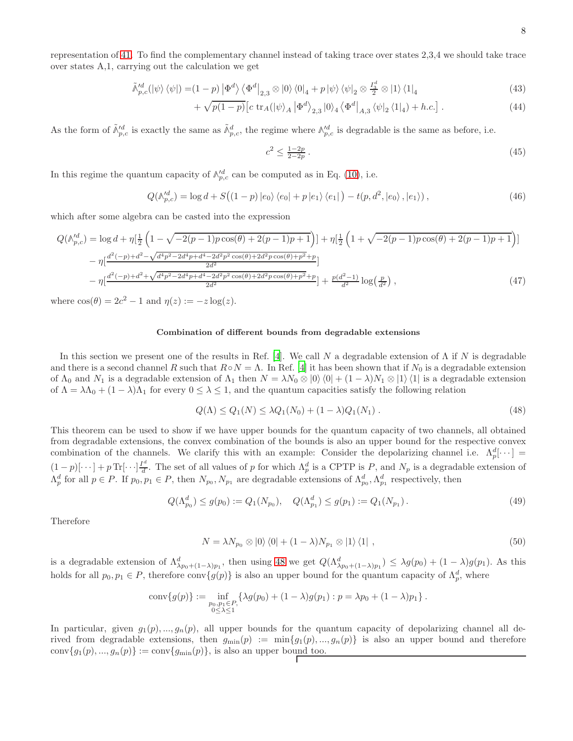representation of 41. To find the complementary channel instead of taking trace over states 2,3,4 we should take trace over states A,1, carrying out the calculation we get

$$\tilde{\mathbb{A}}'^{d}_{p,c}(|\psi\rangle\langle\psi|) = (1-p)\left|\Phi^d\right\rangle\left\langle\Phi^d\right|_{2,3}\otimes|0\rangle\langle 0|_4 + p\,|\psi\rangle\langle\psi|_2\otimes\tfrac{I_3^d}{2}\otimes|1\rangle\langle 1|_4 \tag{43}$$

$$+\sqrt{p(1-p)}\left[c\ \mathrm{tr}_A(|\psi\rangle_A\left|\Phi^d\right\rangle_{2,3}|0\rangle_4\left\langle\Phi^d\right|_{A,3}\langle\psi|_2\langle 1|_4) + h.c.\right]. \tag{44}$$

As the form of $\tilde{\mathbb{A}}'^{d}_{p,c}$ is exactly the same as $\tilde{\mathbb{A}}^{d}_{p,c}$, the regime where $\mathbb{A}'^{d}_{p,c}$ is degradable is the same as before, i.e.

$$c^2 \le \tfrac{1-2p}{2-2p}\,. \tag{45}$$

In this regime the quantum capacity of $\mathbb{A}'^{d}_{p,c}$ can be computed as in Eq. (10), i.e.

$$Q(\mathbb{A}'^{d}_{p,c}) = \log d + S\big((1-p)\,|e_0\rangle\langle e_0| + p\,|e_1\rangle\langle e_1|\big) - t(p, d^2, |e_0\rangle, |e_1\rangle)\,, \tag{46}$$

which after some algebra can be casted into the expression

$$\begin{aligned}
Q(\mathbb{A}'^{d}_{p,c}) =& \log d + \eta[\tfrac{1}{2}\left(1-\sqrt{-2(p-1)p\cos(\theta)+2(p-1)p+1}\right)] + \eta[\tfrac{1}{2}\left(1+\sqrt{-2(p-1)p\cos(\theta)+2(p-1)p+1}\right)] \\
&- \eta[\tfrac{d^2(-p)+d^2-\sqrt{d^4p^2-2d^4p+d^4-2d^2p^2\cos(\theta)+2d^2p\cos(\theta)+p^2}+p}{2d^2}] \\
&- \eta[\tfrac{d^2(-p)+d^2+\sqrt{d^4p^2-2d^4p+d^4-2d^2p^2\cos(\theta)+2d^2p\cos(\theta)+p^2}+p}{2d^2}] + \tfrac{p(d^2-1)}{d^2}\log\big(\tfrac{p}{d^2}\big)\,,
\end{aligned} \tag{47}$$

where $\cos(\theta) = 2c^2-1$ and $\eta(z) := -z\log(z)$.

### Combination of different bounds from degradable extensions

In this section we present one of the results in Ref. [4]. We call $N$ a degradable extension of $\Lambda$ if $N$ is degradable and there is a second channel $R$ such that $R\circ N = \Lambda$. In Ref. [4] it has been shown that if $N_0$ is a degradable extension of $\Lambda_0$ and $N_1$ is a degradable extension of $\Lambda_1$ then $N = \lambda N_0\otimes|0\rangle\langle 0| + (1-\lambda)N_1\otimes|1\rangle\langle 1|$ is a degradable extension of $\Lambda = \lambda\Lambda_0 + (1-\lambda)\Lambda_1$ for every $0\le\lambda\le 1$, and the quantum capacities satisfy the following relation

$$Q(\Lambda) \le Q_1(N) \le \lambda Q_1(N_0) + (1-\lambda)Q_1(N_1)\,. \tag{48}$$

This theorem can be used to show if we have upper bounds for the quantum capacity of two channels, all obtained from degradable extensions, the convex combination of the bounds is also an upper bound for the respective convex combination of the channels. We clarify this with an example: Consider the depolarizing channel i.e. $\Lambda^d_p[\cdots] = (1-p)[\cdots] + p\,\mathrm{Tr}[\cdots]\frac{I^d}{d}$. The set of all values of $p$ for which $\Lambda^d_p$ is a CPTP is $P$, and $N_p$ is a degradable extension of $\Lambda^d_p$ for all $p\in P$. If $p_0, p_1\in P$, then $N_{p_0}, N_{p_1}$ are degradable extensions of $\Lambda^d_{p_0}, \Lambda^d_{p_1}$ respectively, then

$$Q(\Lambda^d_{p_0}) \le g(p_0) := Q_1(N_{p_0}),\quad Q(\Lambda^d_{p_1}) \le g(p_1) := Q_1(N_{p_1})\,. \tag{49}$$

Therefore

$$N = \lambda N_{p_0}\otimes|0\rangle\langle 0| + (1-\lambda)N_{p_1}\otimes|1\rangle\langle 1|\,, \tag{50}$$

is a degradable extension of $\Lambda^d_{\lambda p_0+(1-\lambda)p_1}$, then using 48 we get $Q(\Lambda^d_{\lambda p_0+(1-\lambda)p_1}) \le \lambda g(p_0) + (1-\lambda)g(p_1)$. As this holds for all $p_0, p_1\in P$, therefore $\mathrm{conv}\{g(p)\}$ is also an upper bound for the quantum capacity of $\Lambda^d_p$, where

$$\mathrm{conv}\{g(p)\} := \inf_{\substack{p_0,p_1\in P,\\ 0\le\lambda\le 1}}\{\lambda g(p_0) + (1-\lambda)g(p_1) : p = \lambda p_0 + (1-\lambda)p_1\}\,.$$

In particular, given $g_1(p), ..., g_n(p)$, all upper bounds for the quantum capacity of depolarizing channel all derived from degradable extensions, then $g_{\min}(p) := \min\{g_1(p), ..., g_n(p)\}$ is also an upper bound and therefore $\mathrm{conv}\{g_1(p), ..., g_n(p)\} := \mathrm{conv}\{g_{\min}(p)\}$, is also an upper bound too.